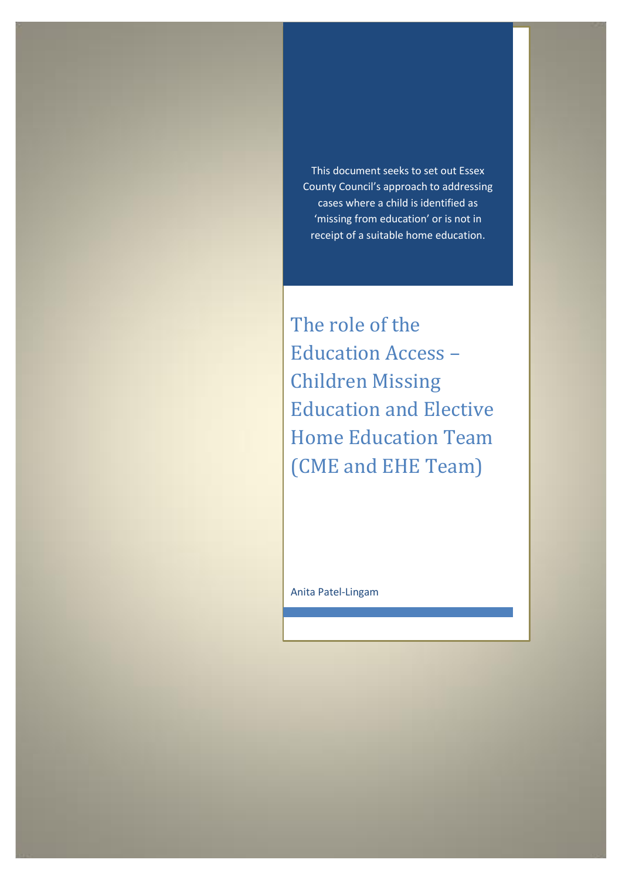This document seeks to set out Essex County Council's approach to addressing cases where a child is identified as 'missing from education' or is not in receipt of a suitable home education.

# The role of the Education Access – Children Missing Education and Elective Home Education Team (CME and EHE Team)

Anita Patel-Lingam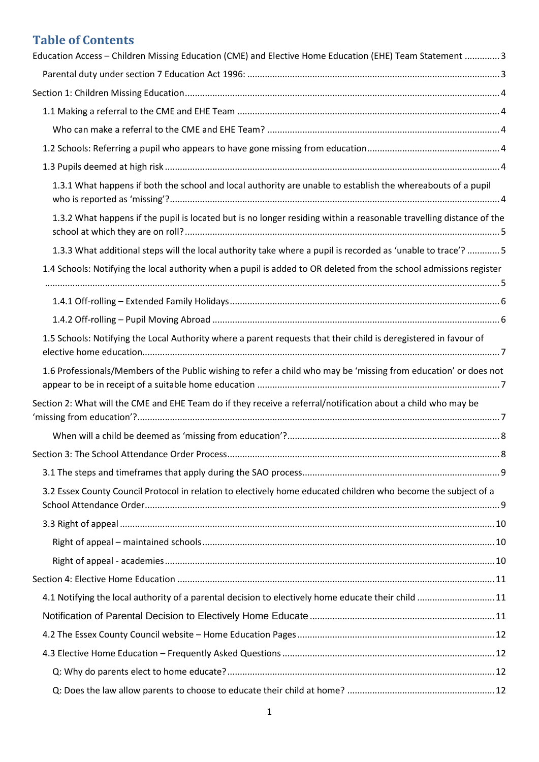# Table of Contents

Education Access – Children Missing Education (CME) and Elective Home Education (EHE) Team Statement .............. 3

- Parental duty under section 7 Education Act 1996: .................................................................................................. 3

Section 1: Children Missing Education ............................................................................................................................ 4

- 1.1 Making a referral to the CME and EHE Team ........................................................................................................ 4
  - Who can make a referral to the CME and EHE Team? ............................................................................................. 4
- 1.2 Schools: Referring a pupil who appears to have gone missing from education .................................................... 4
- 1.3 Pupils deemed at high risk ..................................................................................................................................... 4
  - 1.3.1 What happens if both the school and local authority are unable to establish the whereabouts of a pupil who is reported as 'missing'? ................................................................................................................................... 4
  - 1.3.2 What happens if the pupil is located but is no longer residing within a reasonable travelling distance of the school at which they are on roll? ............................................................................................................................. 5
  - 1.3.3 What additional steps will the local authority take where a pupil is recorded as 'unable to trace'? ............. 5
- 1.4 Schools: Notifying the local authority when a pupil is added to OR deleted from the school admissions register ..................................................................................................................................................................... 5
  - 1.4.1 Off-rolling – Extended Family Holidays ........................................................................................................... 6
  - 1.4.2 Off-rolling – Pupil Moving Abroad .................................................................................................................. 6
- 1.5 Schools: Notifying the Local Authority where a parent requests that their child is deregistered in favour of elective home education ............................................................................................................................................. 7
- 1.6 Professionals/Members of the Public wishing to refer a child who may be 'missing from education' or does not appear to be in receipt of a suitable home education ............................................................................................... 7

Section 2: What will the CME and EHE Team do if they receive a referral/notification about a child who may be 'missing from education'? ............................................................................................................................................... 7

- When will a child be deemed as 'missing from education'? .................................................................................... 8

Section 3: The School Attendance Order Process ............................................................................................................ 8

- 3.1 The steps and timeframes that apply during the SAO process ............................................................................... 9
- 3.2 Essex County Council Protocol in relation to electively home educated children who become the subject of a School Attendance Order ............................................................................................................................................ 9
- 3.3 Right of appeal ...................................................................................................................................................... 10
  - Right of appeal – maintained schools .................................................................................................................... 10
  - Right of appeal - academies .................................................................................................................................. 10

Section 4: Elective Home Education .............................................................................................................................. 11

- 4.1 Notifying the local authority of a parental decision to electively home educate their child ............................... 11
- Notification of Parental Decision to Electively Home Educate .......................................................................... 11
- 4.2 The Essex County Council website – Home Education Pages ............................................................................... 12
- 4.3 Elective Home Education – Frequently Asked Questions ..................................................................................... 12
  - Q: Why do parents elect to home educate? .......................................................................................................... 12
  - Q: Does the law allow parents to choose to educate their child at home? ........................................................... 12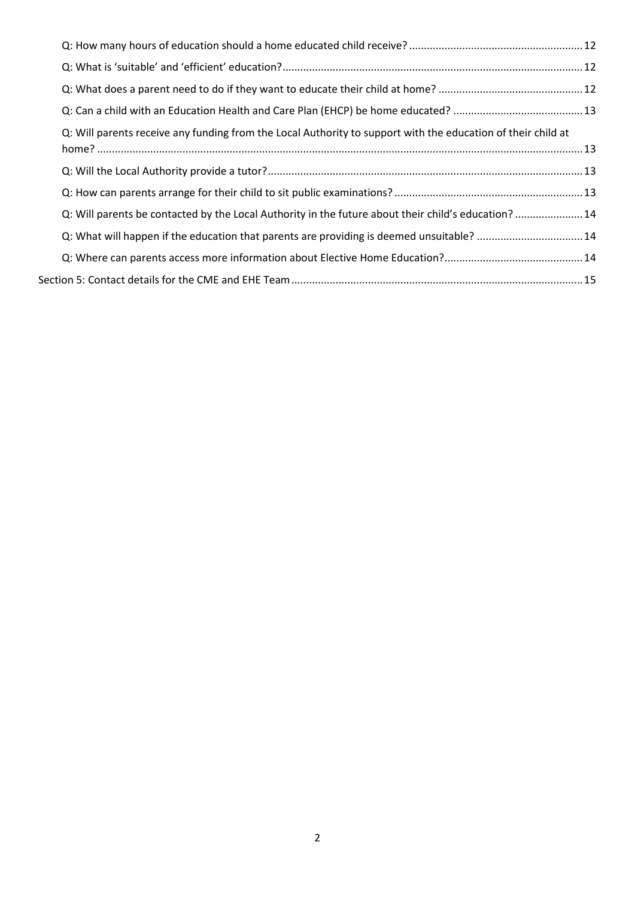Q: How many hours of education should a home educated child receive? ........................................................ 12

Q: What is 'suitable' and 'efficient' education? ........................................................ 12

Q: What does a parent need to do if they want to educate their child at home? ........................................................ 12

Q: Can a child with an Education Health and Care Plan (EHCP) be home educated? ........................................................ 13

Q: Will parents receive any funding from the Local Authority to support with the education of their child at home? ........................................................ 13

Q: Will the Local Authority provide a tutor? ........................................................ 13

Q: How can parents arrange for their child to sit public examinations? ........................................................ 13

Q: Will parents be contacted by the Local Authority in the future about their child's education? ........................................................ 14

Q: What will happen if the education that parents are providing is deemed unsuitable? ........................................................ 14

Q: Where can parents access more information about Elective Home Education? ........................................................ 14

Section 5: Contact details for the CME and EHE Team ........................................................ 15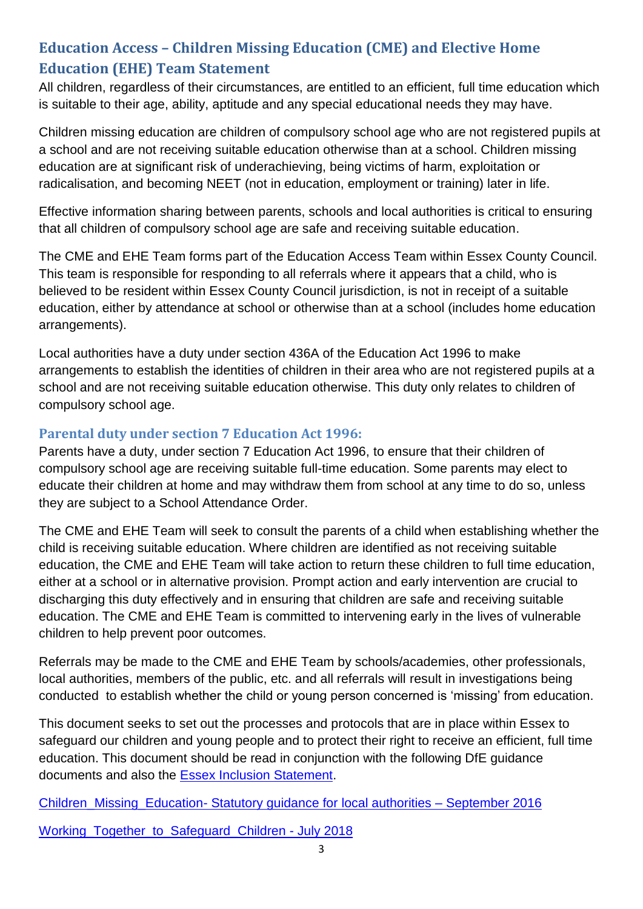## Education Access – Children Missing Education (CME) and Elective Home Education (EHE) Team Statement

All children, regardless of their circumstances, are entitled to an efficient, full time education which is suitable to their age, ability, aptitude and any special educational needs they may have.

Children missing education are children of compulsory school age who are not registered pupils at a school and are not receiving suitable education otherwise than at a school. Children missing education are at significant risk of underachieving, being victims of harm, exploitation or radicalisation, and becoming NEET (not in education, employment or training) later in life.

Effective information sharing between parents, schools and local authorities is critical to ensuring that all children of compulsory school age are safe and receiving suitable education.

The CME and EHE Team forms part of the Education Access Team within Essex County Council. This team is responsible for responding to all referrals where it appears that a child, who is believed to be resident within Essex County Council jurisdiction, is not in receipt of a suitable education, either by attendance at school or otherwise than at a school (includes home education arrangements).

Local authorities have a duty under section 436A of the Education Act 1996 to make arrangements to establish the identities of children in their area who are not registered pupils at a school and are not receiving suitable education otherwise. This duty only relates to children of compulsory school age.

### Parental duty under section 7 Education Act 1996:

Parents have a duty, under section 7 Education Act 1996, to ensure that their children of compulsory school age are receiving suitable full-time education. Some parents may elect to educate their children at home and may withdraw them from school at any time to do so, unless they are subject to a School Attendance Order.

The CME and EHE Team will seek to consult the parents of a child when establishing whether the child is receiving suitable education. Where children are identified as not receiving suitable education, the CME and EHE Team will take action to return these children to full time education, either at a school or in alternative provision. Prompt action and early intervention are crucial to discharging this duty effectively and in ensuring that children are safe and receiving suitable education. The CME and EHE Team is committed to intervening early in the lives of vulnerable children to help prevent poor outcomes.

Referrals may be made to the CME and EHE Team by schools/academies, other professionals, local authorities, members of the public, etc. and all referrals will result in investigations being conducted to establish whether the child or young person concerned is 'missing' from education.

This document seeks to set out the processes and protocols that are in place within Essex to safeguard our children and young people and to protect their right to receive an efficient, full time education. This document should be read in conjunction with the following DfE guidance documents and also the Essex Inclusion Statement.

Children_Missing_Education- Statutory guidance for local authorities – September 2016

Working_Together_to_Safeguard_Children - July 2018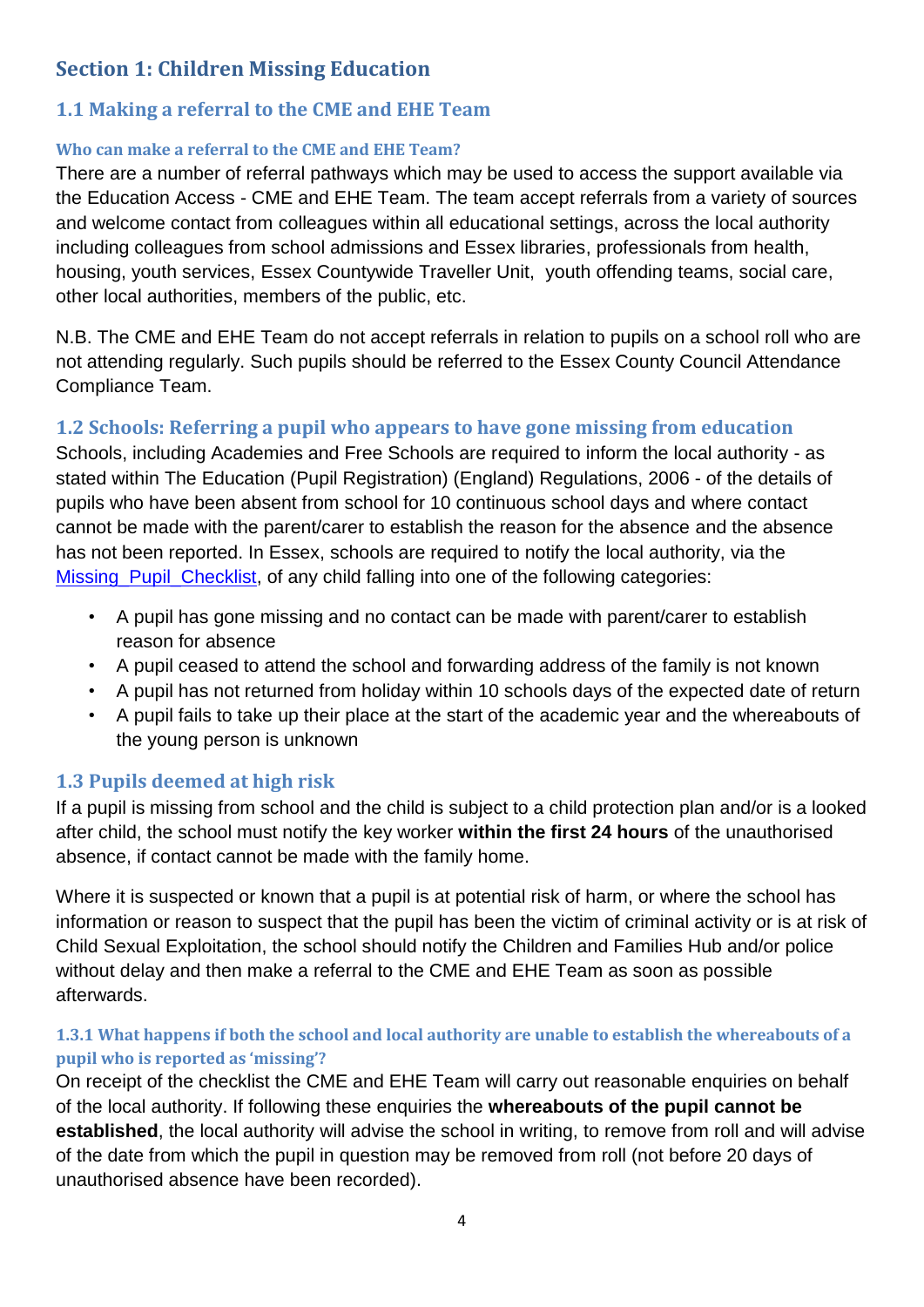## Section 1: Children Missing Education

### 1.1 Making a referral to the CME and EHE Team

#### Who can make a referral to the CME and EHE Team?

There are a number of referral pathways which may be used to access the support available via the Education Access - CME and EHE Team. The team accept referrals from a variety of sources and welcome contact from colleagues within all educational settings, across the local authority including colleagues from school admissions and Essex libraries, professionals from health, housing, youth services, Essex Countywide Traveller Unit, youth offending teams, social care, other local authorities, members of the public, etc.

N.B. The CME and EHE Team do not accept referrals in relation to pupils on a school roll who are not attending regularly. Such pupils should be referred to the Essex County Council Attendance Compliance Team.

### 1.2 Schools: Referring a pupil who appears to have gone missing from education

Schools, including Academies and Free Schools are required to inform the local authority - as stated within The Education (Pupil Registration) (England) Regulations, 2006 - of the details of pupils who have been absent from school for 10 continuous school days and where contact cannot be made with the parent/carer to establish the reason for the absence and the absence has not been reported. In Essex, schools are required to notify the local authority, via the Missing_Pupil_Checklist, of any child falling into one of the following categories:

- A pupil has gone missing and no contact can be made with parent/carer to establish reason for absence
- A pupil ceased to attend the school and forwarding address of the family is not known
- A pupil has not returned from holiday within 10 schools days of the expected date of return
- A pupil fails to take up their place at the start of the academic year and the whereabouts of the young person is unknown

### 1.3 Pupils deemed at high risk

If a pupil is missing from school and the child is subject to a child protection plan and/or is a looked after child, the school must notify the key worker **within the first 24 hours** of the unauthorised absence, if contact cannot be made with the family home.

Where it is suspected or known that a pupil is at potential risk of harm, or where the school has information or reason to suspect that the pupil has been the victim of criminal activity or is at risk of Child Sexual Exploitation, the school should notify the Children and Families Hub and/or police without delay and then make a referral to the CME and EHE Team as soon as possible afterwards.

#### 1.3.1 What happens if both the school and local authority are unable to establish the whereabouts of a pupil who is reported as 'missing'?

On receipt of the checklist the CME and EHE Team will carry out reasonable enquiries on behalf of the local authority. If following these enquiries the **whereabouts of the pupil cannot be established**, the local authority will advise the school in writing, to remove from roll and will advise of the date from which the pupil in question may be removed from roll (not before 20 days of unauthorised absence have been recorded).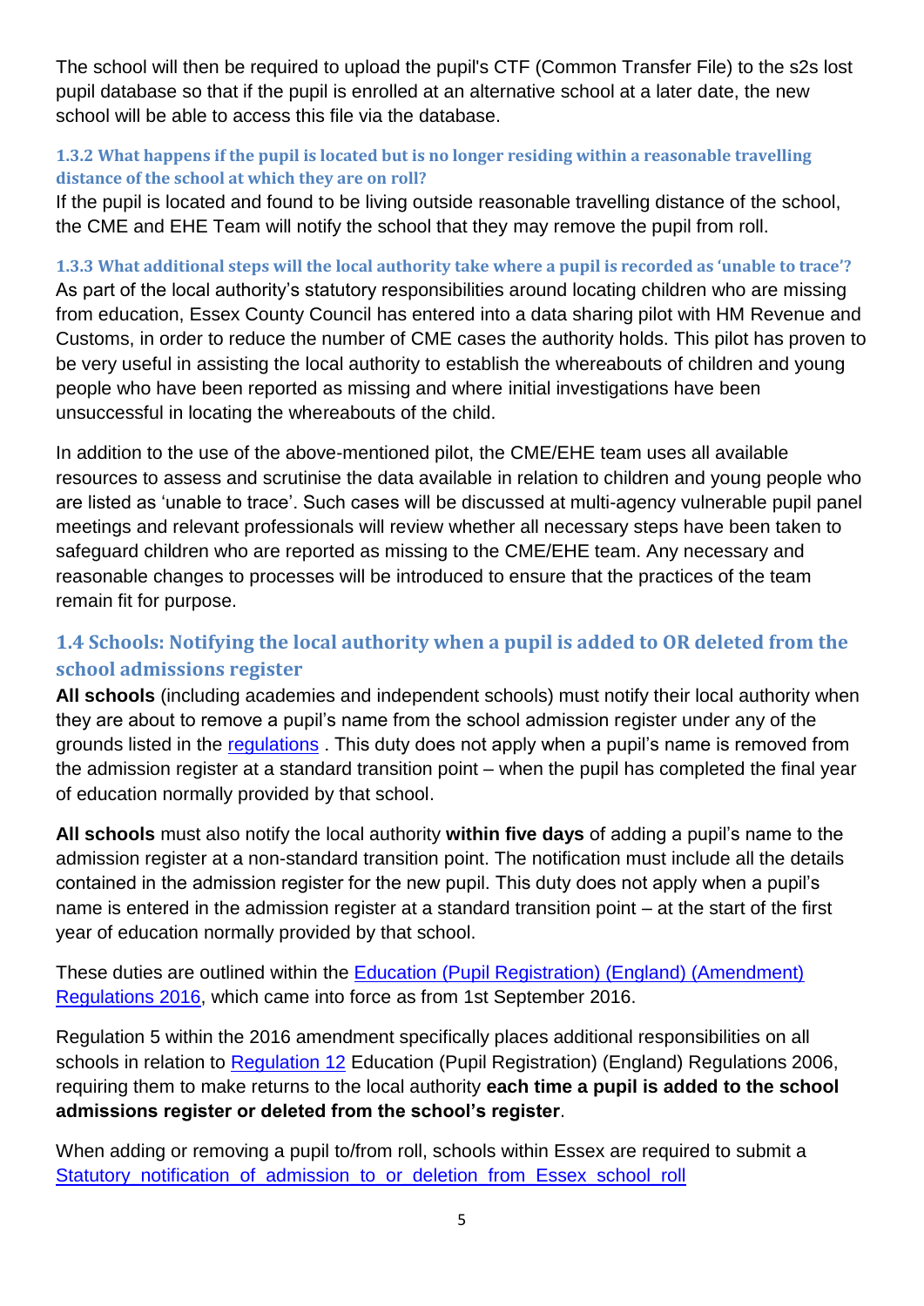The school will then be required to upload the pupil's CTF (Common Transfer File) to the s2s lost pupil database so that if the pupil is enrolled at an alternative school at a later date, the new school will be able to access this file via the database.

#### 1.3.2 What happens if the pupil is located but is no longer residing within a reasonable travelling distance of the school at which they are on roll?

If the pupil is located and found to be living outside reasonable travelling distance of the school, the CME and EHE Team will notify the school that they may remove the pupil from roll.

#### 1.3.3 What additional steps will the local authority take where a pupil is recorded as 'unable to trace'?

As part of the local authority's statutory responsibilities around locating children who are missing from education, Essex County Council has entered into a data sharing pilot with HM Revenue and Customs, in order to reduce the number of CME cases the authority holds. This pilot has proven to be very useful in assisting the local authority to establish the whereabouts of children and young people who have been reported as missing and where initial investigations have been unsuccessful in locating the whereabouts of the child.

In addition to the use of the above-mentioned pilot, the CME/EHE team uses all available resources to assess and scrutinise the data available in relation to children and young people who are listed as 'unable to trace'. Such cases will be discussed at multi-agency vulnerable pupil panel meetings and relevant professionals will review whether all necessary steps have been taken to safeguard children who are reported as missing to the CME/EHE team. Any necessary and reasonable changes to processes will be introduced to ensure that the practices of the team remain fit for purpose.

### 1.4 Schools: Notifying the local authority when a pupil is added to OR deleted from the school admissions register

**All schools** (including academies and independent schools) must notify their local authority when they are about to remove a pupil's name from the school admission register under any of the grounds listed in the regulations . This duty does not apply when a pupil's name is removed from the admission register at a standard transition point – when the pupil has completed the final year of education normally provided by that school.

**All schools** must also notify the local authority **within five days** of adding a pupil's name to the admission register at a non-standard transition point. The notification must include all the details contained in the admission register for the new pupil. This duty does not apply when a pupil's name is entered in the admission register at a standard transition point – at the start of the first year of education normally provided by that school.

These duties are outlined within the Education (Pupil Registration) (England) (Amendment) Regulations 2016, which came into force as from 1st September 2016.

Regulation 5 within the 2016 amendment specifically places additional responsibilities on all schools in relation to Regulation 12 Education (Pupil Registration) (England) Regulations 2006, requiring them to make returns to the local authority **each time a pupil is added to the school admissions register or deleted from the school's register**.

When adding or removing a pupil to/from roll, schools within Essex are required to submit a Statutory notification of admission to or deletion from Essex school roll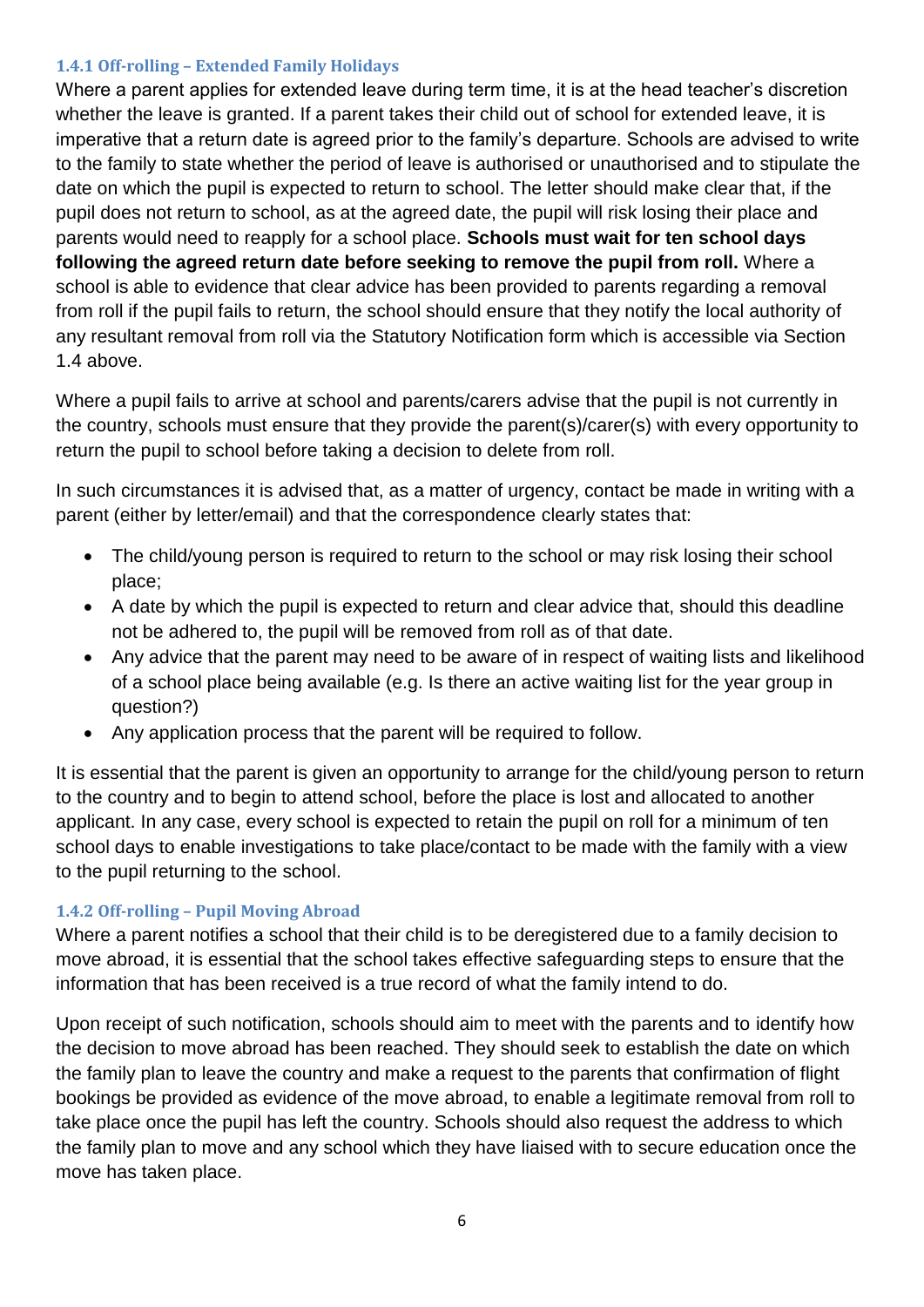#### 1.4.1 Off-rolling – Extended Family Holidays

Where a parent applies for extended leave during term time, it is at the head teacher's discretion whether the leave is granted. If a parent takes their child out of school for extended leave, it is imperative that a return date is agreed prior to the family's departure. Schools are advised to write to the family to state whether the period of leave is authorised or unauthorised and to stipulate the date on which the pupil is expected to return to school. The letter should make clear that, if the pupil does not return to school, as at the agreed date, the pupil will risk losing their place and parents would need to reapply for a school place. **Schools must wait for ten school days following the agreed return date before seeking to remove the pupil from roll.** Where a school is able to evidence that clear advice has been provided to parents regarding a removal from roll if the pupil fails to return, the school should ensure that they notify the local authority of any resultant removal from roll via the Statutory Notification form which is accessible via Section 1.4 above.

Where a pupil fails to arrive at school and parents/carers advise that the pupil is not currently in the country, schools must ensure that they provide the parent(s)/carer(s) with every opportunity to return the pupil to school before taking a decision to delete from roll.

In such circumstances it is advised that, as a matter of urgency, contact be made in writing with a parent (either by letter/email) and that the correspondence clearly states that:

- The child/young person is required to return to the school or may risk losing their school place;
- A date by which the pupil is expected to return and clear advice that, should this deadline not be adhered to, the pupil will be removed from roll as of that date.
- Any advice that the parent may need to be aware of in respect of waiting lists and likelihood of a school place being available (e.g. Is there an active waiting list for the year group in question?)
- Any application process that the parent will be required to follow.

It is essential that the parent is given an opportunity to arrange for the child/young person to return to the country and to begin to attend school, before the place is lost and allocated to another applicant. In any case, every school is expected to retain the pupil on roll for a minimum of ten school days to enable investigations to take place/contact to be made with the family with a view to the pupil returning to the school.

#### 1.4.2 Off-rolling – Pupil Moving Abroad

Where a parent notifies a school that their child is to be deregistered due to a family decision to move abroad, it is essential that the school takes effective safeguarding steps to ensure that the information that has been received is a true record of what the family intend to do.

Upon receipt of such notification, schools should aim to meet with the parents and to identify how the decision to move abroad has been reached. They should seek to establish the date on which the family plan to leave the country and make a request to the parents that confirmation of flight bookings be provided as evidence of the move abroad, to enable a legitimate removal from roll to take place once the pupil has left the country. Schools should also request the address to which the family plan to move and any school which they have liaised with to secure education once the move has taken place.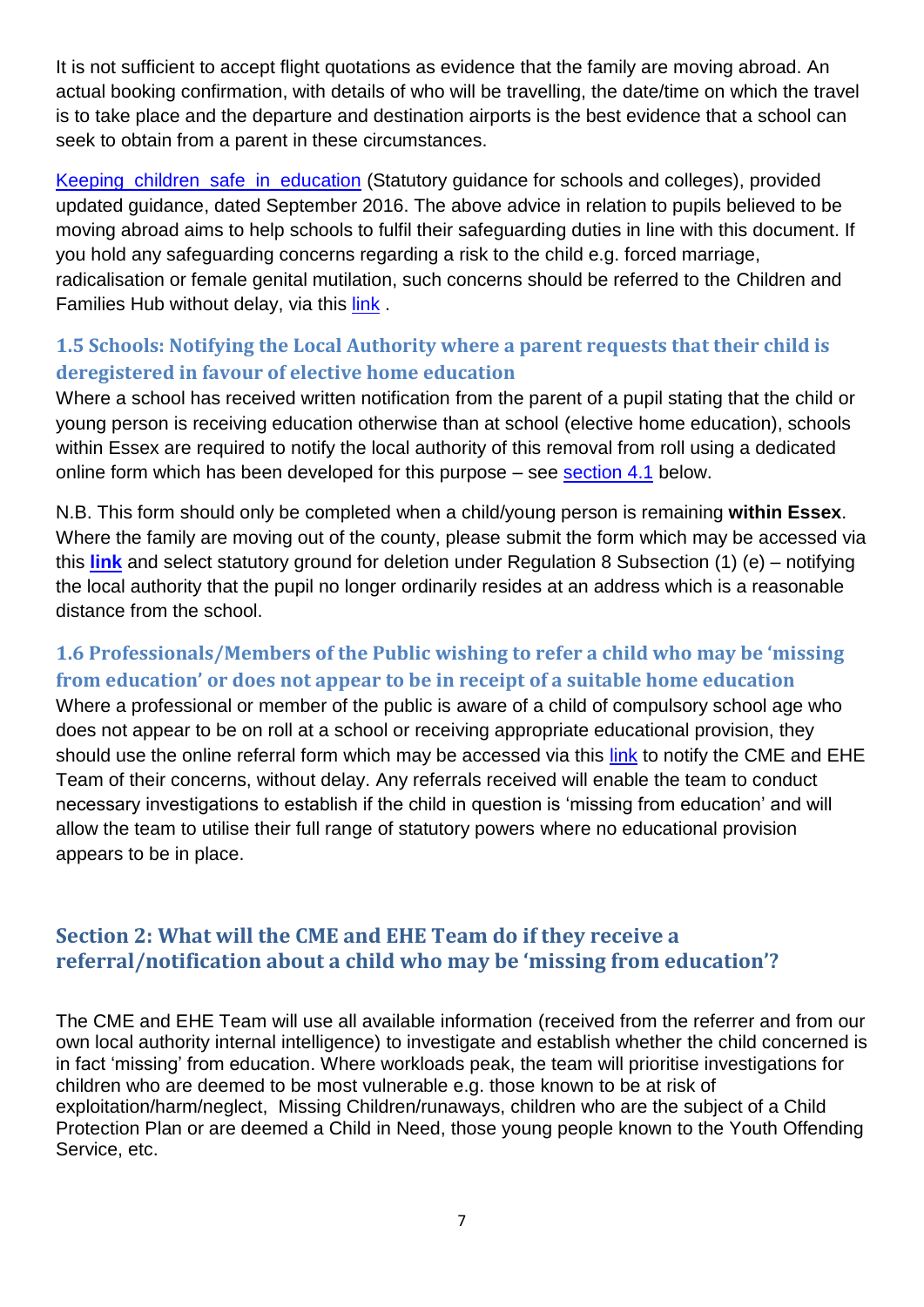It is not sufficient to accept flight quotations as evidence that the family are moving abroad. An actual booking confirmation, with details of who will be travelling, the date/time on which the travel is to take place and the departure and destination airports is the best evidence that a school can seek to obtain from a parent in these circumstances.

Keeping children safe in education (Statutory guidance for schools and colleges), provided updated guidance, dated September 2016. The above advice in relation to pupils believed to be moving abroad aims to help schools to fulfil their safeguarding duties in line with this document. If you hold any safeguarding concerns regarding a risk to the child e.g. forced marriage, radicalisation or female genital mutilation, such concerns should be referred to the Children and Families Hub without delay, via this link .

### 1.5 Schools: Notifying the Local Authority where a parent requests that their child is deregistered in favour of elective home education

Where a school has received written notification from the parent of a pupil stating that the child or young person is receiving education otherwise than at school (elective home education), schools within Essex are required to notify the local authority of this removal from roll using a dedicated online form which has been developed for this purpose – see section 4.1 below.

N.B. This form should only be completed when a child/young person is remaining **within Essex**. Where the family are moving out of the county, please submit the form which may be accessed via this **link** and select statutory ground for deletion under Regulation 8 Subsection (1) (e) – notifying the local authority that the pupil no longer ordinarily resides at an address which is a reasonable distance from the school.

### 1.6 Professionals/Members of the Public wishing to refer a child who may be 'missing from education' or does not appear to be in receipt of a suitable home education

Where a professional or member of the public is aware of a child of compulsory school age who does not appear to be on roll at a school or receiving appropriate educational provision, they should use the online referral form which may be accessed via this link to notify the CME and EHE Team of their concerns, without delay. Any referrals received will enable the team to conduct necessary investigations to establish if the child in question is 'missing from education' and will allow the team to utilise their full range of statutory powers where no educational provision appears to be in place.

## Section 2: What will the CME and EHE Team do if they receive a referral/notification about a child who may be 'missing from education'?

The CME and EHE Team will use all available information (received from the referrer and from our own local authority internal intelligence) to investigate and establish whether the child concerned is in fact 'missing' from education. Where workloads peak, the team will prioritise investigations for children who are deemed to be most vulnerable e.g. those known to be at risk of exploitation/harm/neglect, Missing Children/runaways, children who are the subject of a Child Protection Plan or are deemed a Child in Need, those young people known to the Youth Offending Service, etc.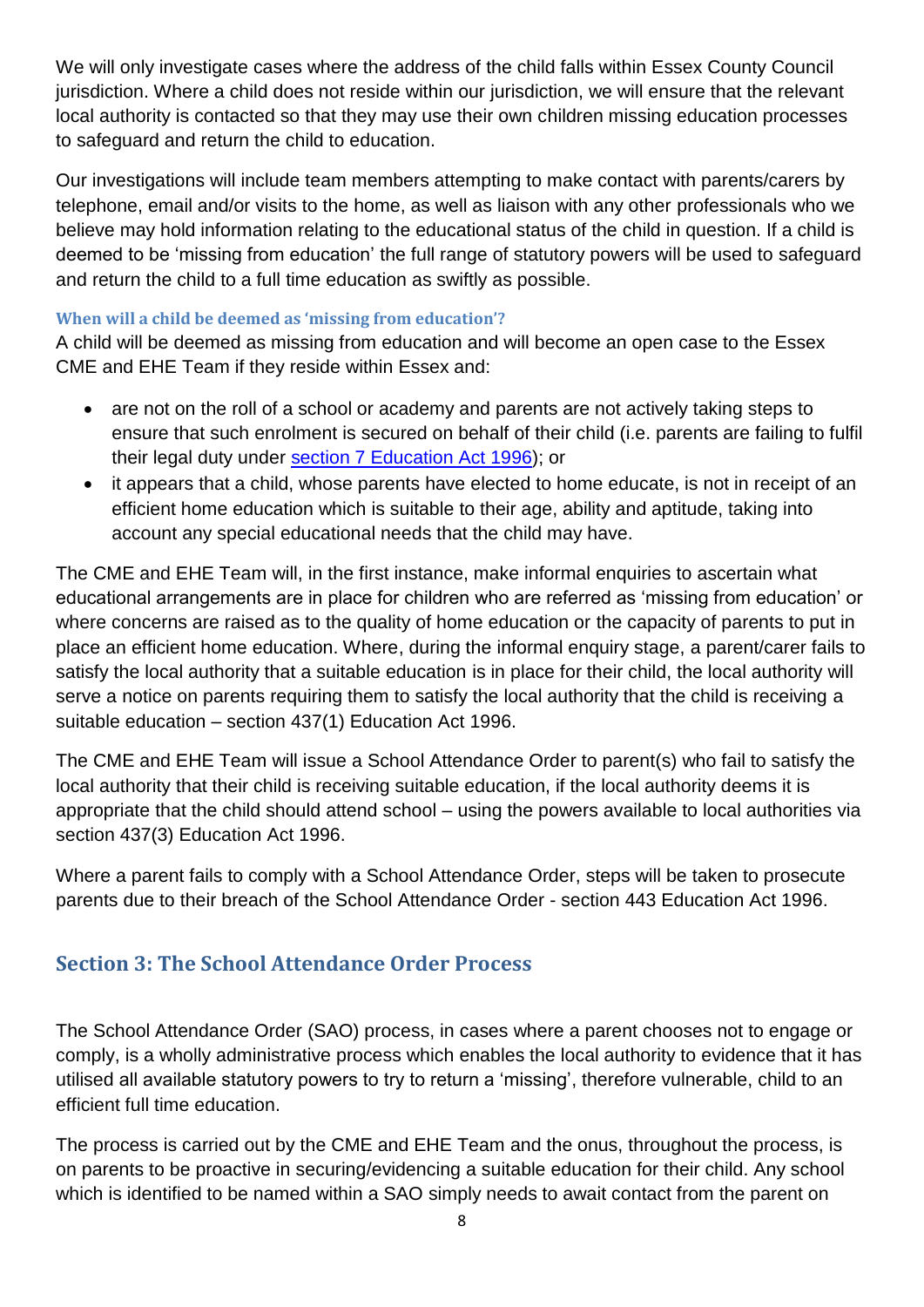We will only investigate cases where the address of the child falls within Essex County Council jurisdiction. Where a child does not reside within our jurisdiction, we will ensure that the relevant local authority is contacted so that they may use their own children missing education processes to safeguard and return the child to education.

Our investigations will include team members attempting to make contact with parents/carers by telephone, email and/or visits to the home, as well as liaison with any other professionals who we believe may hold information relating to the educational status of the child in question. If a child is deemed to be 'missing from education' the full range of statutory powers will be used to safeguard and return the child to a full time education as swiftly as possible.

### When will a child be deemed as 'missing from education'?

A child will be deemed as missing from education and will become an open case to the Essex CME and EHE Team if they reside within Essex and:

- are not on the roll of a school or academy and parents are not actively taking steps to ensure that such enrolment is secured on behalf of their child (i.e. parents are failing to fulfil their legal duty under section 7 Education Act 1996); or
- it appears that a child, whose parents have elected to home educate, is not in receipt of an efficient home education which is suitable to their age, ability and aptitude, taking into account any special educational needs that the child may have.

The CME and EHE Team will, in the first instance, make informal enquiries to ascertain what educational arrangements are in place for children who are referred as 'missing from education' or where concerns are raised as to the quality of home education or the capacity of parents to put in place an efficient home education. Where, during the informal enquiry stage, a parent/carer fails to satisfy the local authority that a suitable education is in place for their child, the local authority will serve a notice on parents requiring them to satisfy the local authority that the child is receiving a suitable education – section 437(1) Education Act 1996.

The CME and EHE Team will issue a School Attendance Order to parent(s) who fail to satisfy the local authority that their child is receiving suitable education, if the local authority deems it is appropriate that the child should attend school – using the powers available to local authorities via section 437(3) Education Act 1996.

Where a parent fails to comply with a School Attendance Order, steps will be taken to prosecute parents due to their breach of the School Attendance Order - section 443 Education Act 1996.

## Section 3: The School Attendance Order Process

The School Attendance Order (SAO) process, in cases where a parent chooses not to engage or comply, is a wholly administrative process which enables the local authority to evidence that it has utilised all available statutory powers to try to return a 'missing', therefore vulnerable, child to an efficient full time education.

The process is carried out by the CME and EHE Team and the onus, throughout the process, is on parents to be proactive in securing/evidencing a suitable education for their child. Any school which is identified to be named within a SAO simply needs to await contact from the parent on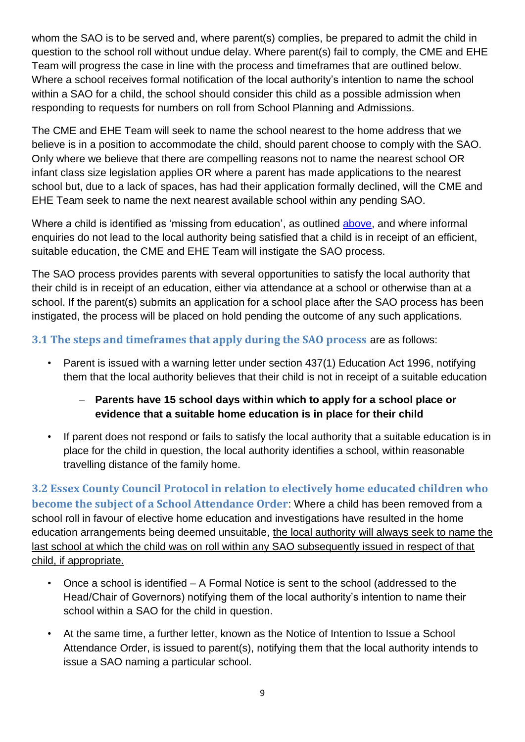whom the SAO is to be served and, where parent(s) complies, be prepared to admit the child in question to the school roll without undue delay. Where parent(s) fail to comply, the CME and EHE Team will progress the case in line with the process and timeframes that are outlined below. Where a school receives formal notification of the local authority's intention to name the school within a SAO for a child, the school should consider this child as a possible admission when responding to requests for numbers on roll from School Planning and Admissions.

The CME and EHE Team will seek to name the school nearest to the home address that we believe is in a position to accommodate the child, should parent choose to comply with the SAO. Only where we believe that there are compelling reasons not to name the nearest school OR infant class size legislation applies OR where a parent has made applications to the nearest school but, due to a lack of spaces, has had their application formally declined, will the CME and EHE Team seek to name the next nearest available school within any pending SAO.

Where a child is identified as 'missing from education', as outlined above, and where informal enquiries do not lead to the local authority being satisfied that a child is in receipt of an efficient, suitable education, the CME and EHE Team will instigate the SAO process.

The SAO process provides parents with several opportunities to satisfy the local authority that their child is in receipt of an education, either via attendance at a school or otherwise than at a school. If the parent(s) submits an application for a school place after the SAO process has been instigated, the process will be placed on hold pending the outcome of any such applications.

### 3.1 The steps and timeframes that apply during the SAO process are as follows:

- Parent is issued with a warning letter under section 437(1) Education Act 1996, notifying them that the local authority believes that their child is not in receipt of a suitable education
  - **Parents have 15 school days within which to apply for a school place or evidence that a suitable home education is in place for their child**
- If parent does not respond or fails to satisfy the local authority that a suitable education is in place for the child in question, the local authority identifies a school, within reasonable travelling distance of the family home.

**3.2 Essex County Council Protocol in relation to electively home educated children who become the subject of a School Attendance Order**: Where a child has been removed from a school roll in favour of elective home education and investigations have resulted in the home education arrangements being deemed unsuitable, the local authority will always seek to name the last school at which the child was on roll within any SAO subsequently issued in respect of that child, if appropriate.

- Once a school is identified – A Formal Notice is sent to the school (addressed to the Head/Chair of Governors) notifying them of the local authority's intention to name their school within a SAO for the child in question.
- At the same time, a further letter, known as the Notice of Intention to Issue a School Attendance Order, is issued to parent(s), notifying them that the local authority intends to issue a SAO naming a particular school.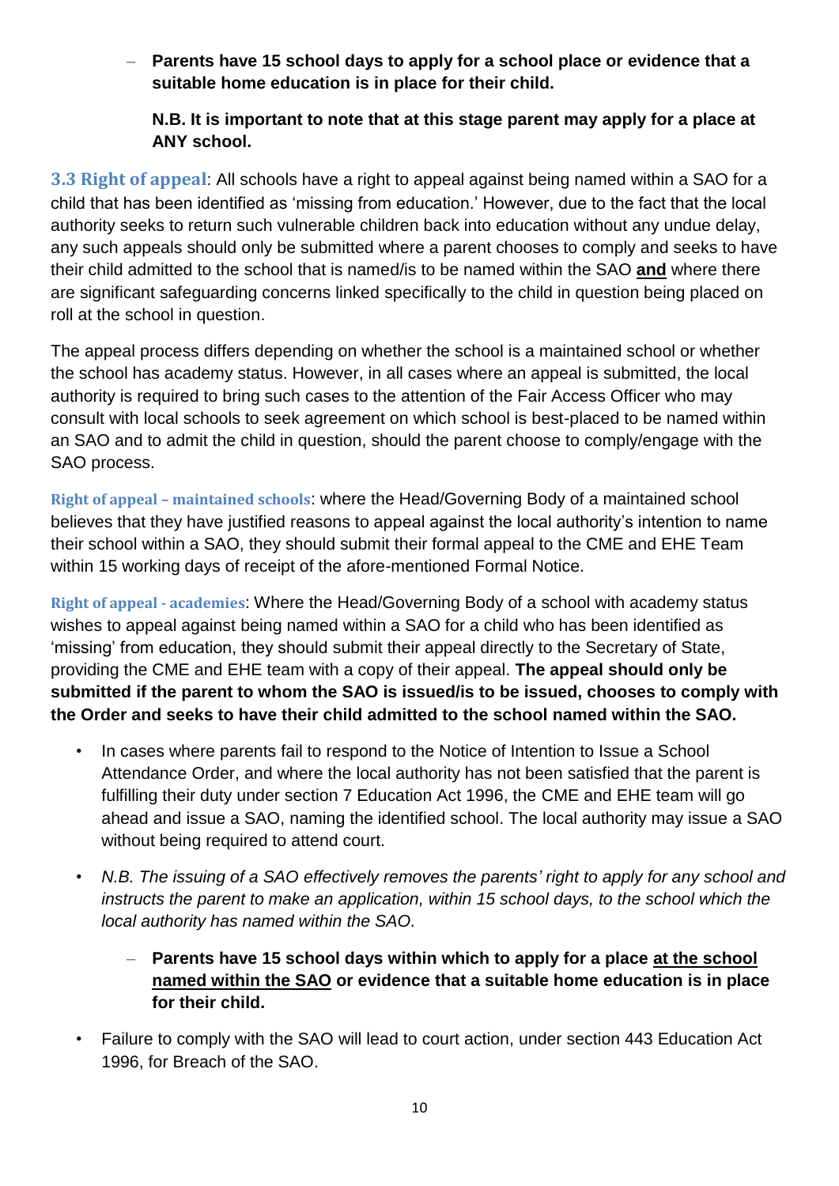- **Parents have 15 school days to apply for a school place or evidence that a suitable home education is in place for their child.**

     **N.B. It is important to note that at this stage parent may apply for a place at ANY school.**

**3.3 Right of appeal**: All schools have a right to appeal against being named within a SAO for a child that has been identified as 'missing from education.' However, due to the fact that the local authority seeks to return such vulnerable children back into education without any undue delay, any such appeals should only be submitted where a parent chooses to comply and seeks to have their child admitted to the school that is named/is to be named within the SAO **and** where there are significant safeguarding concerns linked specifically to the child in question being placed on roll at the school in question.

The appeal process differs depending on whether the school is a maintained school or whether the school has academy status. However, in all cases where an appeal is submitted, the local authority is required to bring such cases to the attention of the Fair Access Officer who may consult with local schools to seek agreement on which school is best-placed to be named within an SAO and to admit the child in question, should the parent choose to comply/engage with the SAO process.

**Right of appeal – maintained schools**: where the Head/Governing Body of a maintained school believes that they have justified reasons to appeal against the local authority's intention to name their school within a SAO, they should submit their formal appeal to the CME and EHE Team within 15 working days of receipt of the afore-mentioned Formal Notice.

**Right of appeal - academies**: Where the Head/Governing Body of a school with academy status wishes to appeal against being named within a SAO for a child who has been identified as 'missing' from education, they should submit their appeal directly to the Secretary of State, providing the CME and EHE team with a copy of their appeal. **The appeal should only be submitted if the parent to whom the SAO is issued/is to be issued, chooses to comply with the Order and seeks to have their child admitted to the school named within the SAO.**

- In cases where parents fail to respond to the Notice of Intention to Issue a School Attendance Order, and where the local authority has not been satisfied that the parent is fulfilling their duty under section 7 Education Act 1996, the CME and EHE team will go ahead and issue a SAO, naming the identified school. The local authority may issue a SAO without being required to attend court.
- *N.B. The issuing of a SAO effectively removes the parents' right to apply for any school and instructs the parent to make an application, within 15 school days, to the school which the local authority has named within the SAO.*
   - **Parents have 15 school days within which to apply for a place <u>at the school named within the SAO</u> or evidence that a suitable home education is in place for their child.**
- Failure to comply with the SAO will lead to court action, under section 443 Education Act 1996, for Breach of the SAO.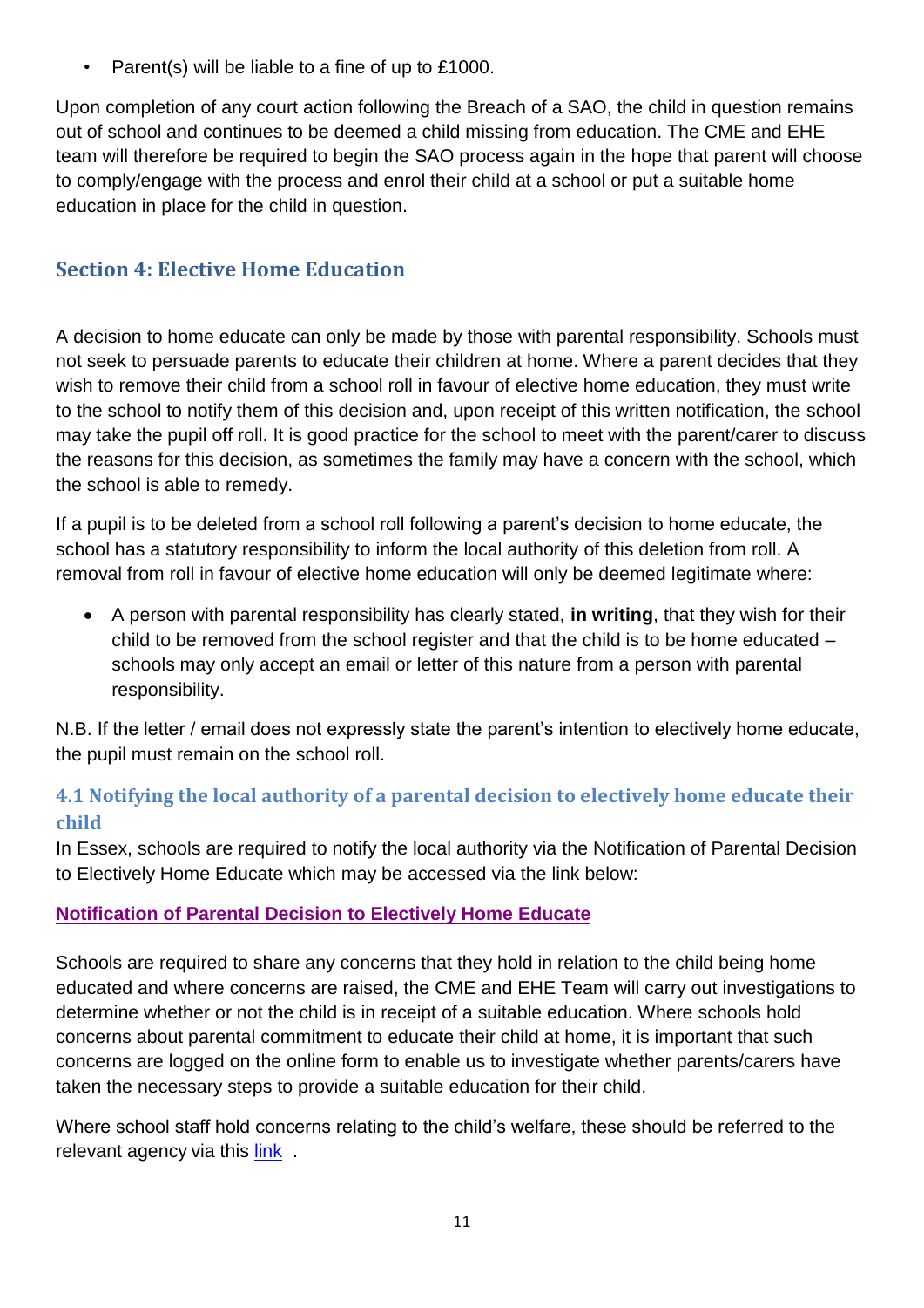- Parent(s) will be liable to a fine of up to £1000.

Upon completion of any court action following the Breach of a SAO, the child in question remains out of school and continues to be deemed a child missing from education. The CME and EHE team will therefore be required to begin the SAO process again in the hope that parent will choose to comply/engage with the process and enrol their child at a school or put a suitable home education in place for the child in question.

## Section 4: Elective Home Education

A decision to home educate can only be made by those with parental responsibility. Schools must not seek to persuade parents to educate their children at home. Where a parent decides that they wish to remove their child from a school roll in favour of elective home education, they must write to the school to notify them of this decision and, upon receipt of this written notification, the school may take the pupil off roll. It is good practice for the school to meet with the parent/carer to discuss the reasons for this decision, as sometimes the family may have a concern with the school, which the school is able to remedy.

If a pupil is to be deleted from a school roll following a parent's decision to home educate, the school has a statutory responsibility to inform the local authority of this deletion from roll. A removal from roll in favour of elective home education will only be deemed legitimate where:

- A person with parental responsibility has clearly stated, **in writing**, that they wish for their child to be removed from the school register and that the child is to be home educated – schools may only accept an email or letter of this nature from a person with parental responsibility.

N.B. If the letter / email does not expressly state the parent's intention to electively home educate, the pupil must remain on the school roll.

### 4.1 Notifying the local authority of a parental decision to electively home educate their child

In Essex, schools are required to notify the local authority via the Notification of Parental Decision to Electively Home Educate which may be accessed via the link below:

**Notification of Parental Decision to Electively Home Educate**

Schools are required to share any concerns that they hold in relation to the child being home educated and where concerns are raised, the CME and EHE Team will carry out investigations to determine whether or not the child is in receipt of a suitable education. Where schools hold concerns about parental commitment to educate their child at home, it is important that such concerns are logged on the online form to enable us to investigate whether parents/carers have taken the necessary steps to provide a suitable education for their child.

Where school staff hold concerns relating to the child's welfare, these should be referred to the relevant agency via this link .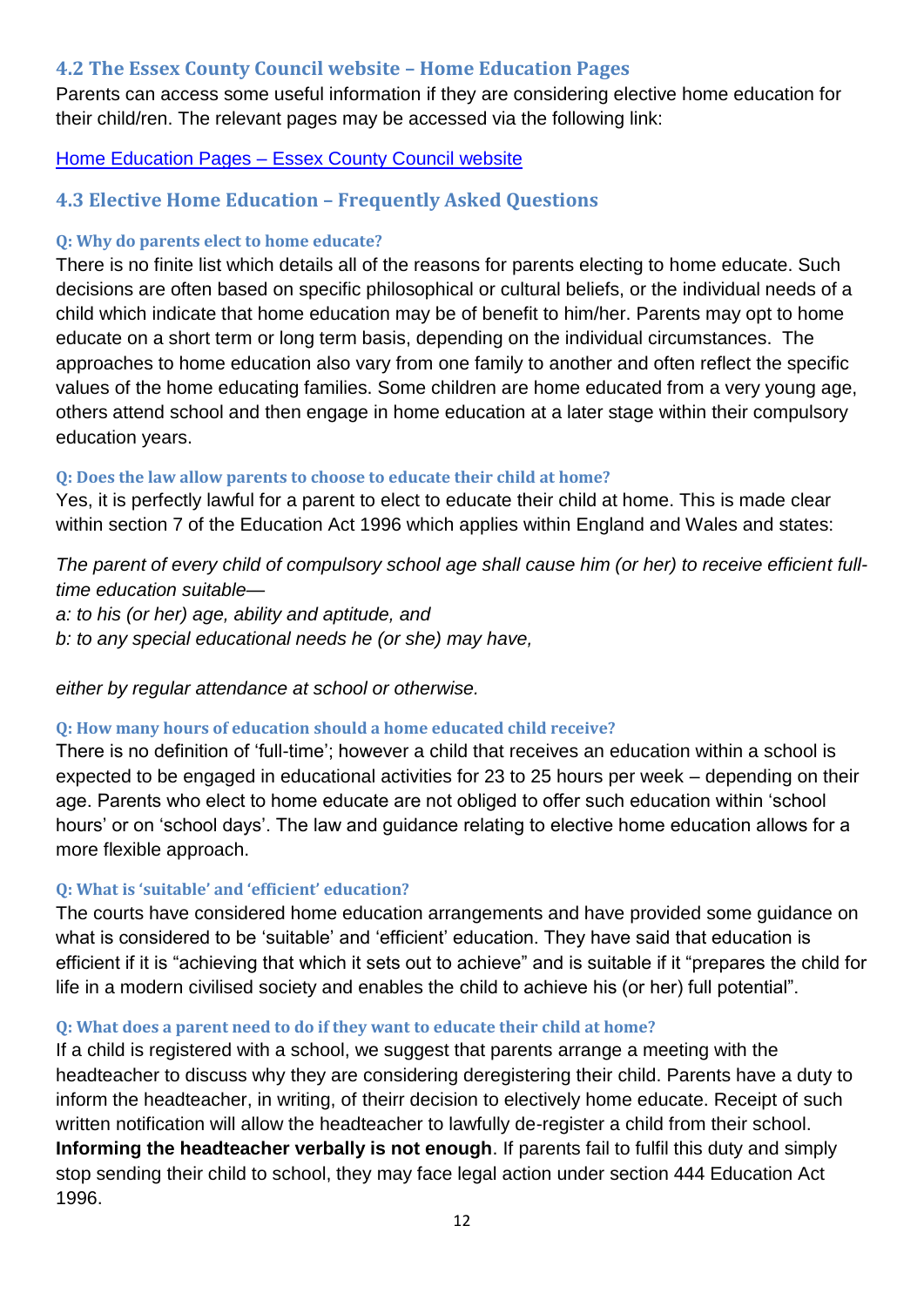## 4.2 The Essex County Council website – Home Education Pages

Parents can access some useful information if they are considering elective home education for their child/ren. The relevant pages may be accessed via the following link:

[Home Education Pages – Essex County Council website]()

## 4.3 Elective Home Education – Frequently Asked Questions

#### Q: Why do parents elect to home educate?

There is no finite list which details all of the reasons for parents electing to home educate. Such decisions are often based on specific philosophical or cultural beliefs, or the individual needs of a child which indicate that home education may be of benefit to him/her. Parents may opt to home educate on a short term or long term basis, depending on the individual circumstances. The approaches to home education also vary from one family to another and often reflect the specific values of the home educating families. Some children are home educated from a very young age, others attend school and then engage in home education at a later stage within their compulsory education years.

#### Q: Does the law allow parents to choose to educate their child at home?

Yes, it is perfectly lawful for a parent to elect to educate their child at home. This is made clear within section 7 of the Education Act 1996 which applies within England and Wales and states:

*The parent of every child of compulsory school age shall cause him (or her) to receive efficient full-time education suitable—*
*a: to his (or her) age, ability and aptitude, and*
*b: to any special educational needs he (or she) may have,*

*either by regular attendance at school or otherwise.*

#### Q: How many hours of education should a home educated child receive?

There is no definition of 'full-time'; however a child that receives an education within a school is expected to be engaged in educational activities for 23 to 25 hours per week – depending on their age. Parents who elect to home educate are not obliged to offer such education within 'school hours' or on 'school days'. The law and guidance relating to elective home education allows for a more flexible approach.

#### Q: What is 'suitable' and 'efficient' education?

The courts have considered home education arrangements and have provided some guidance on what is considered to be 'suitable' and 'efficient' education. They have said that education is efficient if it is "achieving that which it sets out to achieve" and is suitable if it "prepares the child for life in a modern civilised society and enables the child to achieve his (or her) full potential".

#### Q: What does a parent need to do if they want to educate their child at home?

If a child is registered with a school, we suggest that parents arrange a meeting with the headteacher to discuss why they are considering deregistering their child. Parents have a duty to inform the headteacher, in writing, of theirr decision to electively home educate. Receipt of such written notification will allow the headteacher to lawfully de-register a child from their school. **Informing the headteacher verbally is not enough**. If parents fail to fulfil this duty and simply stop sending their child to school, they may face legal action under section 444 Education Act 1996.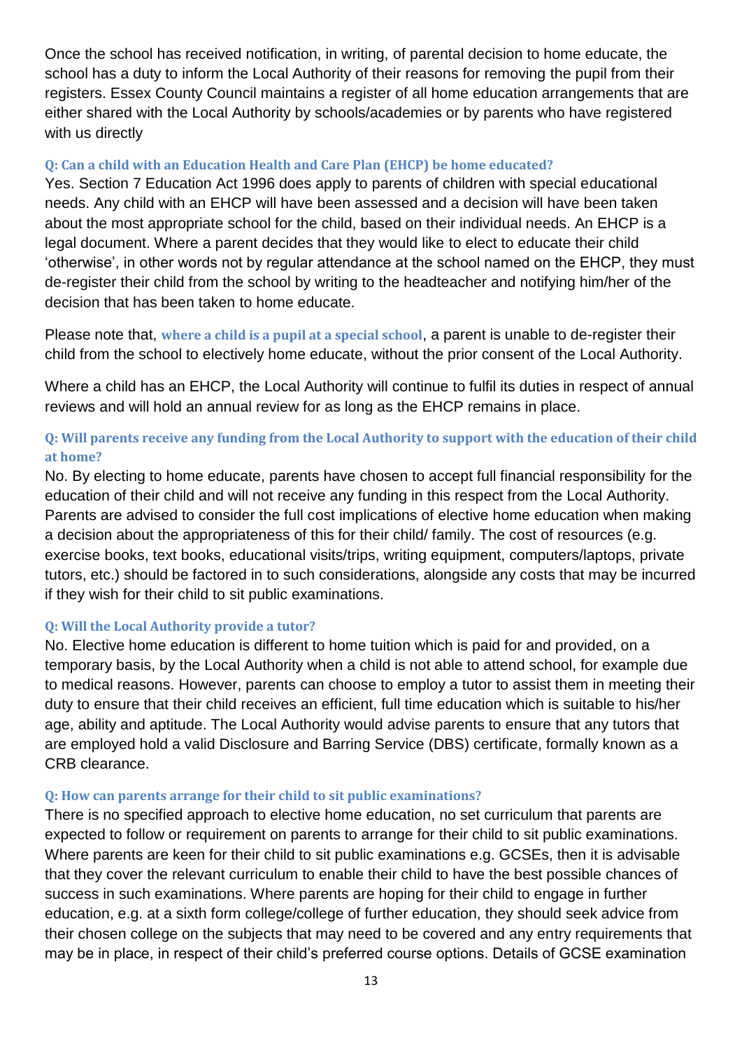Once the school has received notification, in writing, of parental decision to home educate, the school has a duty to inform the Local Authority of their reasons for removing the pupil from their registers. Essex County Council maintains a register of all home education arrangements that are either shared with the Local Authority by schools/academies or by parents who have registered with us directly

#### Q: Can a child with an Education Health and Care Plan (EHCP) be home educated?

Yes. Section 7 Education Act 1996 does apply to parents of children with special educational needs. Any child with an EHCP will have been assessed and a decision will have been taken about the most appropriate school for the child, based on their individual needs. An EHCP is a legal document. Where a parent decides that they would like to elect to educate their child 'otherwise', in other words not by regular attendance at the school named on the EHCP, they must de-register their child from the school by writing to the headteacher and notifying him/her of the decision that has been taken to home educate.

Please note that, **where a child is a pupil at a special school**, a parent is unable to de-register their child from the school to electively home educate, without the prior consent of the Local Authority.

Where a child has an EHCP, the Local Authority will continue to fulfil its duties in respect of annual reviews and will hold an annual review for as long as the EHCP remains in place.

#### Q: Will parents receive any funding from the Local Authority to support with the education of their child at home?

No. By electing to home educate, parents have chosen to accept full financial responsibility for the education of their child and will not receive any funding in this respect from the Local Authority. Parents are advised to consider the full cost implications of elective home education when making a decision about the appropriateness of this for their child/ family. The cost of resources (e.g. exercise books, text books, educational visits/trips, writing equipment, computers/laptops, private tutors, etc.) should be factored in to such considerations, alongside any costs that may be incurred if they wish for their child to sit public examinations.

#### Q: Will the Local Authority provide a tutor?

No. Elective home education is different to home tuition which is paid for and provided, on a temporary basis, by the Local Authority when a child is not able to attend school, for example due to medical reasons. However, parents can choose to employ a tutor to assist them in meeting their duty to ensure that their child receives an efficient, full time education which is suitable to his/her age, ability and aptitude. The Local Authority would advise parents to ensure that any tutors that are employed hold a valid Disclosure and Barring Service (DBS) certificate, formally known as a CRB clearance.

#### Q: How can parents arrange for their child to sit public examinations?

There is no specified approach to elective home education, no set curriculum that parents are expected to follow or requirement on parents to arrange for their child to sit public examinations. Where parents are keen for their child to sit public examinations e.g. GCSEs, then it is advisable that they cover the relevant curriculum to enable their child to have the best possible chances of success in such examinations. Where parents are hoping for their child to engage in further education, e.g. at a sixth form college/college of further education, they should seek advice from their chosen college on the subjects that may need to be covered and any entry requirements that may be in place, in respect of their child's preferred course options. Details of GCSE examination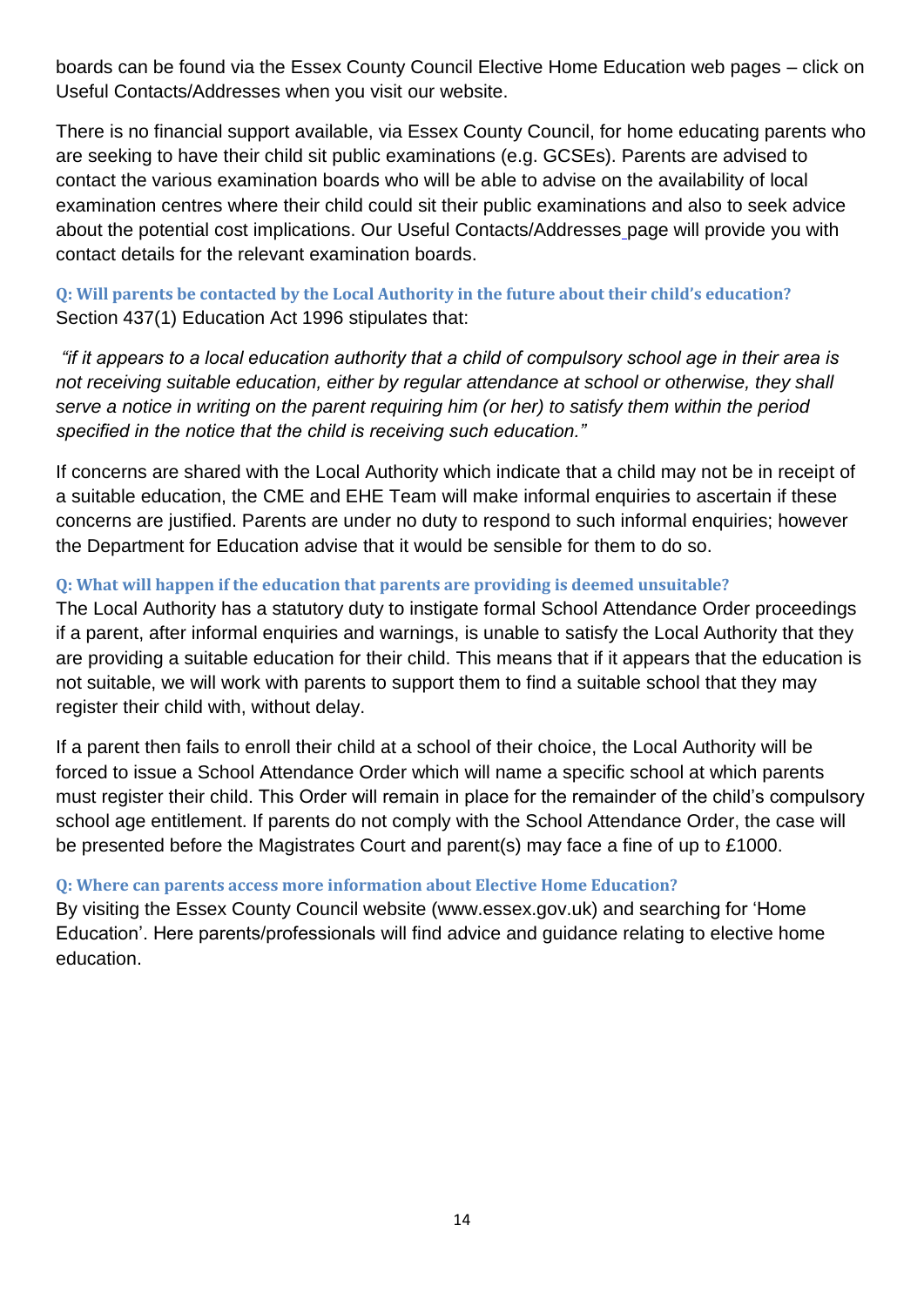boards can be found via the Essex County Council Elective Home Education web pages – click on Useful Contacts/Addresses when you visit our website.

There is no financial support available, via Essex County Council, for home educating parents who are seeking to have their child sit public examinations (e.g. GCSEs). Parents are advised to contact the various examination boards who will be able to advise on the availability of local examination centres where their child could sit their public examinations and also to seek advice about the potential cost implications. Our Useful Contacts/Addresses page will provide you with contact details for the relevant examination boards.

### Q: Will parents be contacted by the Local Authority in the future about their child's education?

Section 437(1) Education Act 1996 stipulates that:

*"if it appears to a local education authority that a child of compulsory school age in their area is not receiving suitable education, either by regular attendance at school or otherwise, they shall serve a notice in writing on the parent requiring him (or her) to satisfy them within the period specified in the notice that the child is receiving such education."*

If concerns are shared with the Local Authority which indicate that a child may not be in receipt of a suitable education, the CME and EHE Team will make informal enquiries to ascertain if these concerns are justified. Parents are under no duty to respond to such informal enquiries; however the Department for Education advise that it would be sensible for them to do so.

### Q: What will happen if the education that parents are providing is deemed unsuitable?

The Local Authority has a statutory duty to instigate formal School Attendance Order proceedings if a parent, after informal enquiries and warnings, is unable to satisfy the Local Authority that they are providing a suitable education for their child. This means that if it appears that the education is not suitable, we will work with parents to support them to find a suitable school that they may register their child with, without delay.

If a parent then fails to enroll their child at a school of their choice, the Local Authority will be forced to issue a School Attendance Order which will name a specific school at which parents must register their child. This Order will remain in place for the remainder of the child's compulsory school age entitlement. If parents do not comply with the School Attendance Order, the case will be presented before the Magistrates Court and parent(s) may face a fine of up to £1000.

### Q: Where can parents access more information about Elective Home Education?

By visiting the Essex County Council website (www.essex.gov.uk) and searching for 'Home Education'. Here parents/professionals will find advice and guidance relating to elective home education.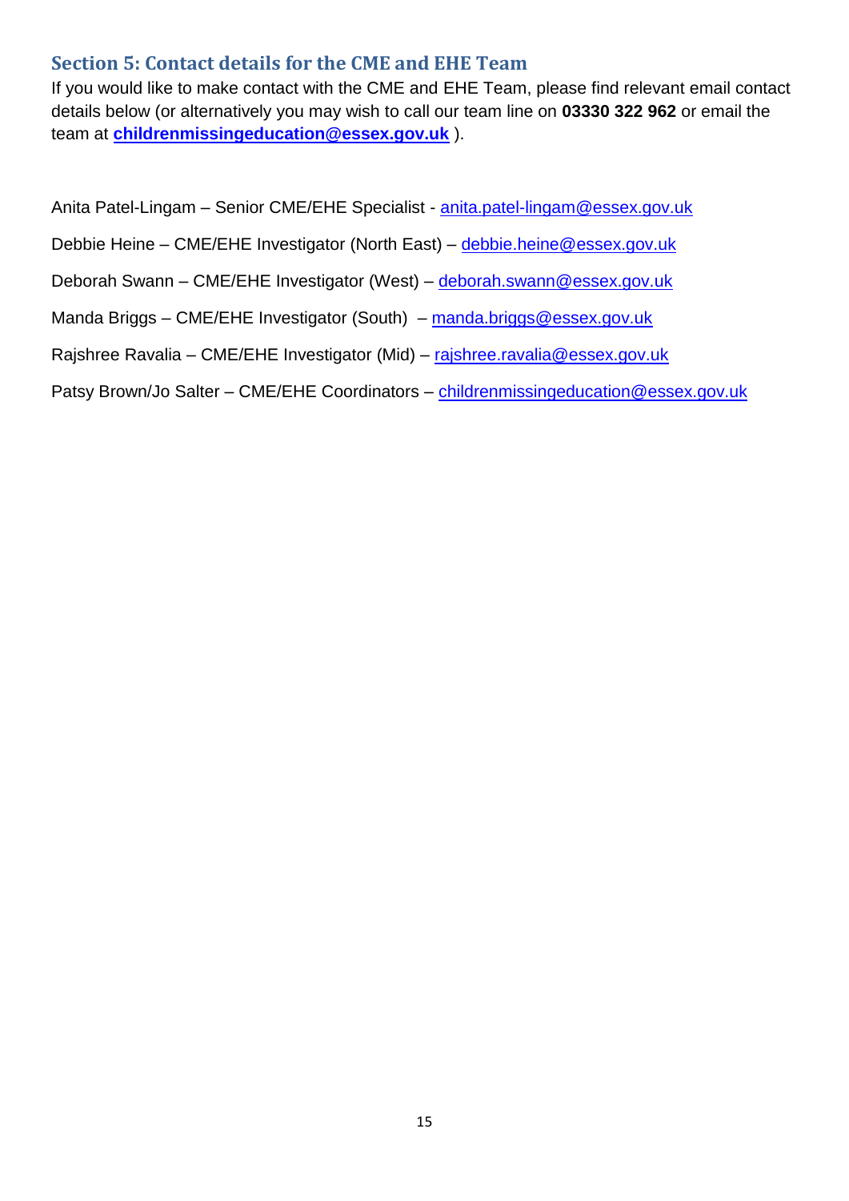## Section 5: Contact details for the CME and EHE Team

If you would like to make contact with the CME and EHE Team, please find relevant email contact details below (or alternatively you may wish to call our team line on **03330 322 962** or email the team at **childrenmissingeducation@essex.gov.uk** ).

Anita Patel-Lingam – Senior CME/EHE Specialist - anita.patel-lingam@essex.gov.uk

Debbie Heine – CME/EHE Investigator (North East) – debbie.heine@essex.gov.uk

Deborah Swann – CME/EHE Investigator (West) – deborah.swann@essex.gov.uk

Manda Briggs – CME/EHE Investigator (South) – manda.briggs@essex.gov.uk

Rajshree Ravalia – CME/EHE Investigator (Mid) – rajshree.ravalia@essex.gov.uk

Patsy Brown/Jo Salter – CME/EHE Coordinators – childrenmissingeducation@essex.gov.uk